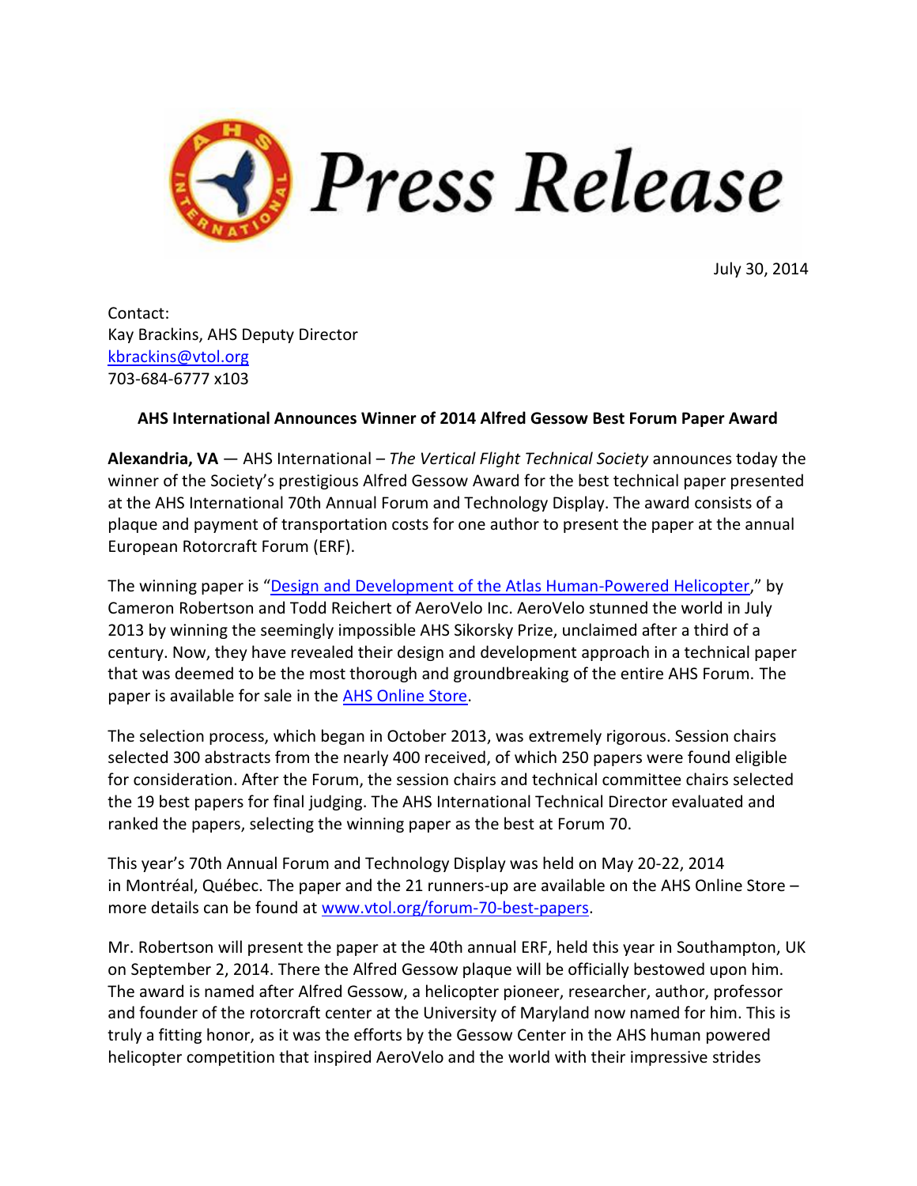# Press Release

July 30, 2014

Contact:
Kay Brackins, AHS Deputy Director
kbrackins@vtol.org
703-684-6777 x103

**AHS International Announces Winner of 2014 Alfred Gessow Best Forum Paper Award**

**Alexandria, VA** — AHS International – *The Vertical Flight Technical Society* announces today the winner of the Society's prestigious Alfred Gessow Award for the best technical paper presented at the AHS International 70th Annual Forum and Technology Display. The award consists of a plaque and payment of transportation costs for one author to present the paper at the annual European Rotorcraft Forum (ERF).

The winning paper is "Design and Development of the Atlas Human-Powered Helicopter," by Cameron Robertson and Todd Reichert of AeroVelo Inc. AeroVelo stunned the world in July 2013 by winning the seemingly impossible AHS Sikorsky Prize, unclaimed after a third of a century. Now, they have revealed their design and development approach in a technical paper that was deemed to be the most thorough and groundbreaking of the entire AHS Forum. The paper is available for sale in the AHS Online Store.

The selection process, which began in October 2013, was extremely rigorous. Session chairs selected 300 abstracts from the nearly 400 received, of which 250 papers were found eligible for consideration. After the Forum, the session chairs and technical committee chairs selected the 19 best papers for final judging. The AHS International Technical Director evaluated and ranked the papers, selecting the winning paper as the best at Forum 70.

This year's 70th Annual Forum and Technology Display was held on May 20-22, 2014 in Montréal, Québec. The paper and the 21 runners-up are available on the AHS Online Store – more details can be found at www.vtol.org/forum-70-best-papers.

Mr. Robertson will present the paper at the 40th annual ERF, held this year in Southampton, UK on September 2, 2014. There the Alfred Gessow plaque will be officially bestowed upon him. The award is named after Alfred Gessow, a helicopter pioneer, researcher, author, professor and founder of the rotorcraft center at the University of Maryland now named for him. This is truly a fitting honor, as it was the efforts by the Gessow Center in the AHS human powered helicopter competition that inspired AeroVelo and the world with their impressive strides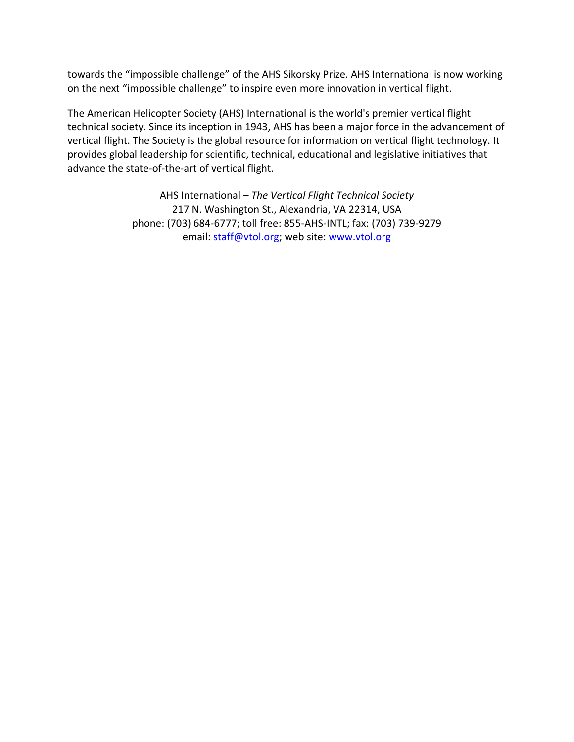towards the “impossible challenge” of the AHS Sikorsky Prize. AHS International is now working on the next “impossible challenge” to inspire even more innovation in vertical flight.

The American Helicopter Society (AHS) International is the world's premier vertical flight technical society. Since its inception in 1943, AHS has been a major force in the advancement of vertical flight. The Society is the global resource for information on vertical flight technology. It provides global leadership for scientific, technical, educational and legislative initiatives that advance the state-of-the-art of vertical flight.

AHS International – *The Vertical Flight Technical Society*
217 N. Washington St., Alexandria, VA 22314, USA
phone: (703) 684-6777; toll free: 855-AHS-INTL; fax: (703) 739-9279
email: staff@vtol.org; web site: www.vtol.org